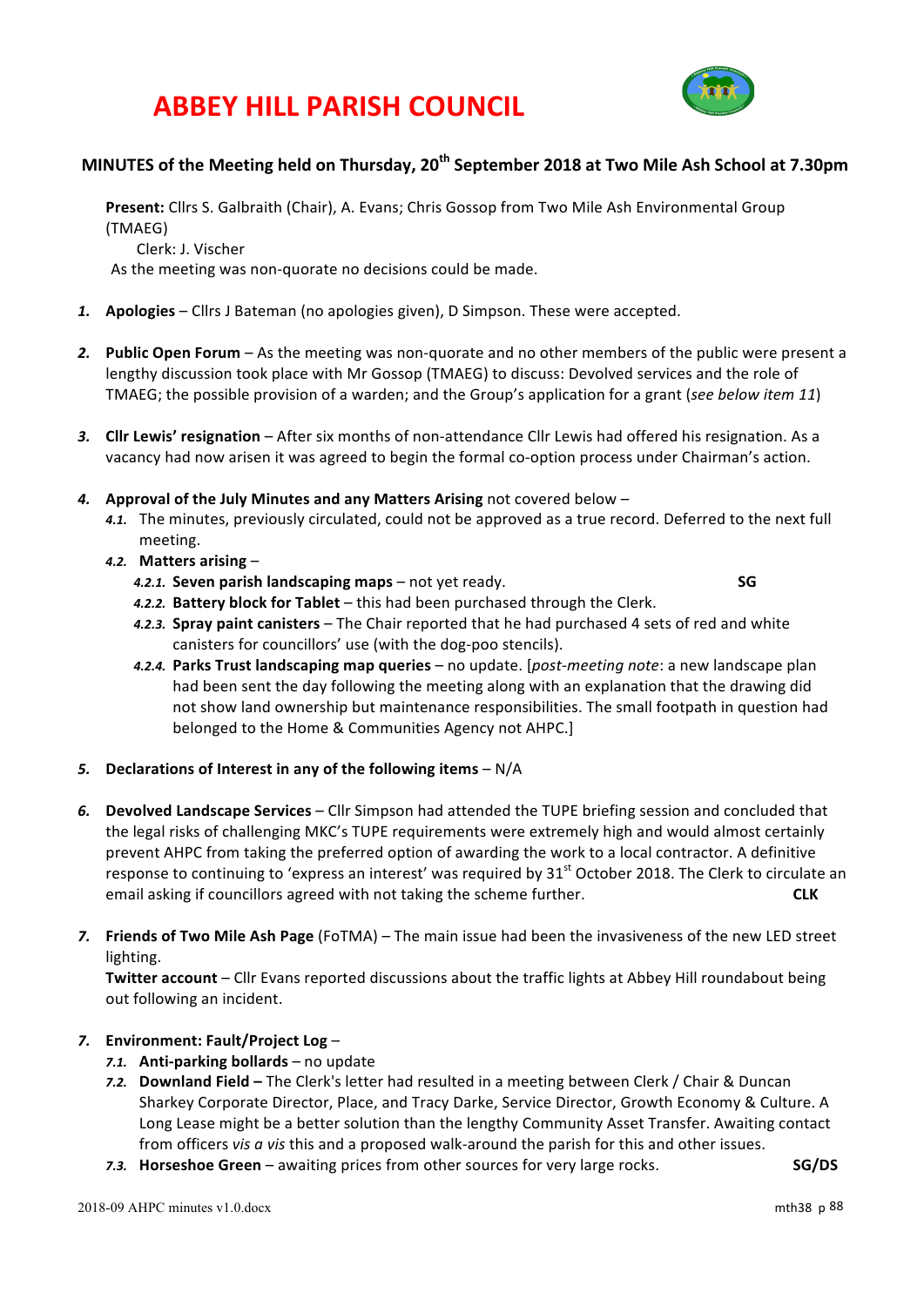# ABBEY HILL PARISH COUNCIL

## MINUTES of the Meeting held on Thursday, 20th September 2018 at Two Mile Ash School at 7.30pm

**Present:** Cllrs S. Galbraith (Chair), A. Evans; Chris Gossop from Two Mile Ash Environmental Group (TMAEG)
Clerk: J. Vischer
As the meeting was non-quorate no decisions could be made.

1. **Apologies** – Cllrs J Bateman (no apologies given), D Simpson. These were accepted.

2. **Public Open Forum** – As the meeting was non-quorate and no other members of the public were present a lengthy discussion took place with Mr Gossop (TMAEG) to discuss: Devolved services and the role of TMAEG; the possible provision of a warden; and the Group's application for a grant (*see below item 11*)

3. **Cllr Lewis' resignation** – After six months of non-attendance Cllr Lewis had offered his resignation. As a vacancy had now arisen it was agreed to begin the formal co-option process under Chairman's action.

4. **Approval of the July Minutes and any Matters Arising** not covered below –
   - 4.1. The minutes, previously circulated, could not be approved as a true record. Deferred to the next full meeting.
   - 4.2. **Matters arising** –
     - 4.2.1. **Seven parish landscaping maps** – not yet ready. **SG**
     - 4.2.2. **Battery block for Tablet** – this had been purchased through the Clerk.
     - 4.2.3. **Spray paint canisters** – The Chair reported that he had purchased 4 sets of red and white canisters for councillors' use (with the dog-poo stencils).
     - 4.2.4. **Parks Trust landscaping map queries** – no update. [*post-meeting note*: a new landscape plan had been sent the day following the meeting along with an explanation that the drawing did not show land ownership but maintenance responsibilities. The small footpath in question had belonged to the Home & Communities Agency not AHPC.]

5. **Declarations of Interest in any of the following items** – N/A

6. **Devolved Landscape Services** – Cllr Simpson had attended the TUPE briefing session and concluded that the legal risks of challenging MKC's TUPE requirements were extremely high and would almost certainly prevent AHPC from taking the preferred option of awarding the work to a local contractor. A definitive response to continuing to 'express an interest' was required by 31st October 2018. The Clerk to circulate an email asking if councillors agreed with not taking the scheme further. **CLK**

7. **Friends of Two Mile Ash Page** (FoTMA) – The main issue had been the invasiveness of the new LED street lighting.
   **Twitter account** – Cllr Evans reported discussions about the traffic lights at Abbey Hill roundabout being out following an incident.

7. **Environment: Fault/Project Log** –
   - 7.1. **Anti-parking bollards** – no update
   - 7.2. **Downland Field –** The Clerk's letter had resulted in a meeting between Clerk / Chair & Duncan Sharkey Corporate Director, Place, and Tracy Darke, Service Director, Growth Economy & Culture. A Long Lease might be a better solution than the lengthy Community Asset Transfer. Awaiting contact from officers *vis a vis* this and a proposed walk-around the parish for this and other issues.
   - 7.3. **Horseshoe Green** – awaiting prices from other sources for very large rocks. **SG/DS**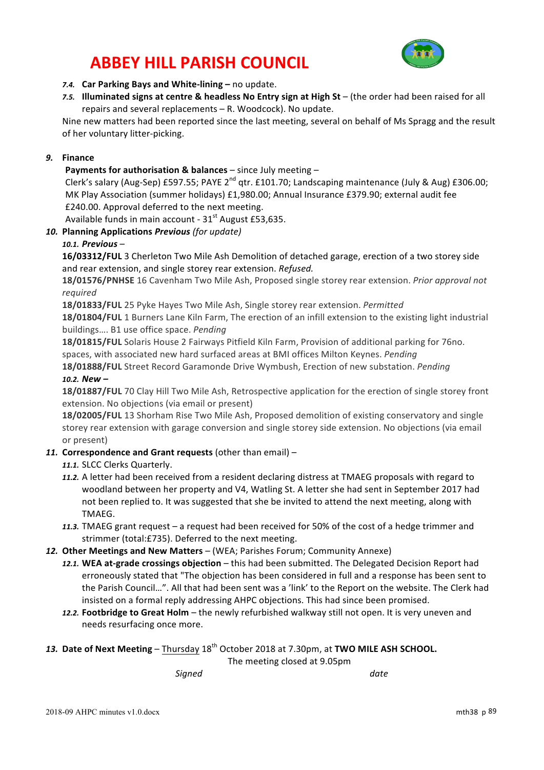# ABBEY HILL PARISH COUNCIL

*7.4.* **Car Parking Bays and White-lining –** no update.

*7.5.* **Illuminated signs at centre & headless No Entry sign at High St** – (the order had been raised for all repairs and several replacements – R. Woodcock). No update.

Nine new matters had been reported since the last meeting, several on behalf of Ms Spragg and the result of her voluntary litter-picking.

*9.* **Finance**

**Payments for authorisation & balances** – since July meeting –
Clerk's salary (Aug-Sep) £597.55; PAYE 2nd qtr. £101.70; Landscaping maintenance (July & Aug) £306.00; MK Play Association (summer holidays) £1,980.00; Annual Insurance £379.90; external audit fee £240.00. Approval deferred to the next meeting.
Available funds in main account - 31st August £53,635.

*10.* **Planning Applications** ***Previous*** *(for update)*

*10.1.* ***Previous*** –

**16/03312/FUL** 3 Cherleton Two Mile Ash Demolition of detached garage, erection of a two storey side and rear extension, and single storey rear extension. *Refused.*

**18/01576/PNHSE** 16 Cavenham Two Mile Ash, Proposed single storey rear extension. *Prior approval not required*

**18/01833/FUL** 25 Pyke Hayes Two Mile Ash, Single storey rear extension. *Permitted*

**18/01804/FUL** 1 Burners Lane Kiln Farm, The erection of an infill extension to the existing light industrial buildings…. B1 use office space. *Pending*

**18/01815/FUL** Solaris House 2 Fairways Pitfield Kiln Farm, Provision of additional parking for 76no. spaces, with associated new hard surfaced areas at BMI offices Milton Keynes. *Pending*

**18/01888/FUL** Street Record Garamonde Drive Wymbush, Erection of new substation. *Pending*

*10.2.* ***New –***

**18/01887/FUL** 70 Clay Hill Two Mile Ash, Retrospective application for the erection of single storey front extension. No objections (via email or present)

**18/02005/FUL** 13 Shorham Rise Two Mile Ash, Proposed demolition of existing conservatory and single storey rear extension with garage conversion and single storey side extension. No objections (via email or present)

*11.* **Correspondence and Grant requests** (other than email) –

*11.1.* SLCC Clerks Quarterly.

*11.2.* A letter had been received from a resident declaring distress at TMAEG proposals with regard to woodland between her property and V4, Watling St. A letter she had sent in September 2017 had not been replied to. It was suggested that she be invited to attend the next meeting, along with TMAEG.

*11.3.* TMAEG grant request – a request had been received for 50% of the cost of a hedge trimmer and strimmer (total:£735). Deferred to the next meeting.

*12.* **Other Meetings and New Matters** – (WEA; Parishes Forum; Community Annexe)

*12.1.* **WEA at-grade crossings objection** – this had been submitted. The Delegated Decision Report had erroneously stated that "The objection has been considered in full and a response has been sent to the Parish Council…". All that had been sent was a 'link' to the Report on the website. The Clerk had insisted on a formal reply addressing AHPC objections. This had since been promised.

*12.2.* **Footbridge to Great Holm** – the newly refurbished walkway still not open. It is very uneven and needs resurfacing once more.

*13.* **Date of Next Meeting** – Thursday 18th October 2018 at 7.30pm, at **TWO MILE ASH SCHOOL.**

The meeting closed at 9.05pm

*Signed* *date*